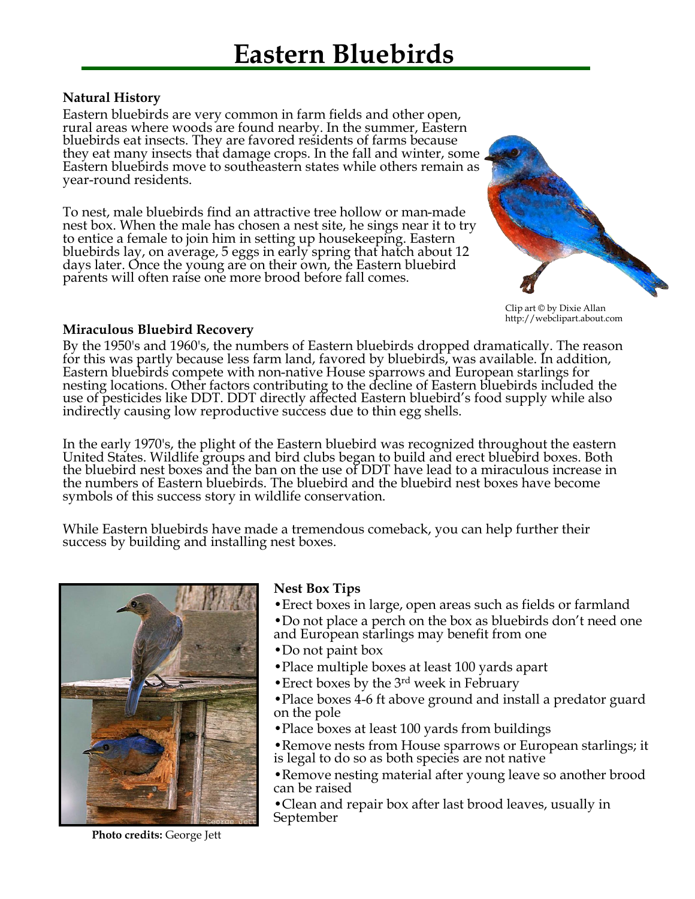# Eastern Bluebirds

**Natural History**

Eastern bluebirds are very common in farm fields and other open, rural areas where woods are found nearby. In the summer, Eastern bluebirds eat insects. They are favored residents of farms because they eat many insects that damage crops. In the fall and winter, some Eastern bluebirds move to southeastern states while others remain as year-round residents.

To nest, male bluebirds find an attractive tree hollow or man-made nest box. When the male has chosen a nest site, he sings near it to try to entice a female to join him in setting up housekeeping. Eastern bluebirds lay, on average, 5 eggs in early spring that hatch about 12 days later. Once the young are on their own, the Eastern bluebird parents will often raise one more brood before fall comes.

Clip art © by Dixie Allan
http://webclipart.about.com

**Miraculous Bluebird Recovery**

By the 1950's and 1960's, the numbers of Eastern bluebirds dropped dramatically. The reason for this was partly because less farm land, favored by bluebirds, was available. In addition, Eastern bluebirds compete with non-native House sparrows and European starlings for nesting locations. Other factors contributing to the decline of Eastern bluebirds included the use of pesticides like DDT. DDT directly affected Eastern bluebird's food supply while also indirectly causing low reproductive success due to thin egg shells.

In the early 1970's, the plight of the Eastern bluebird was recognized throughout the eastern United States. Wildlife groups and bird clubs began to build and erect bluebird boxes. Both the bluebird nest boxes and the ban on the use of DDT have lead to a miraculous increase in the numbers of Eastern bluebirds. The bluebird and the bluebird nest boxes have become symbols of this success story in wildlife conservation.

While Eastern bluebirds have made a tremendous comeback, you can help further their success by building and installing nest boxes.

**Photo credits:** George Jett

**Nest Box Tips**

- Erect boxes in large, open areas such as fields or farmland
- Do not place a perch on the box as bluebirds don't need one and European starlings may benefit from one
- Do not paint box
- Place multiple boxes at least 100 yards apart
- Erect boxes by the 3rd week in February
- Place boxes 4-6 ft above ground and install a predator guard on the pole
- Place boxes at least 100 yards from buildings
- Remove nests from House sparrows or European starlings; it is legal to do so as both species are not native
- Remove nesting material after young leave so another brood can be raised
- Clean and repair box after last brood leaves, usually in September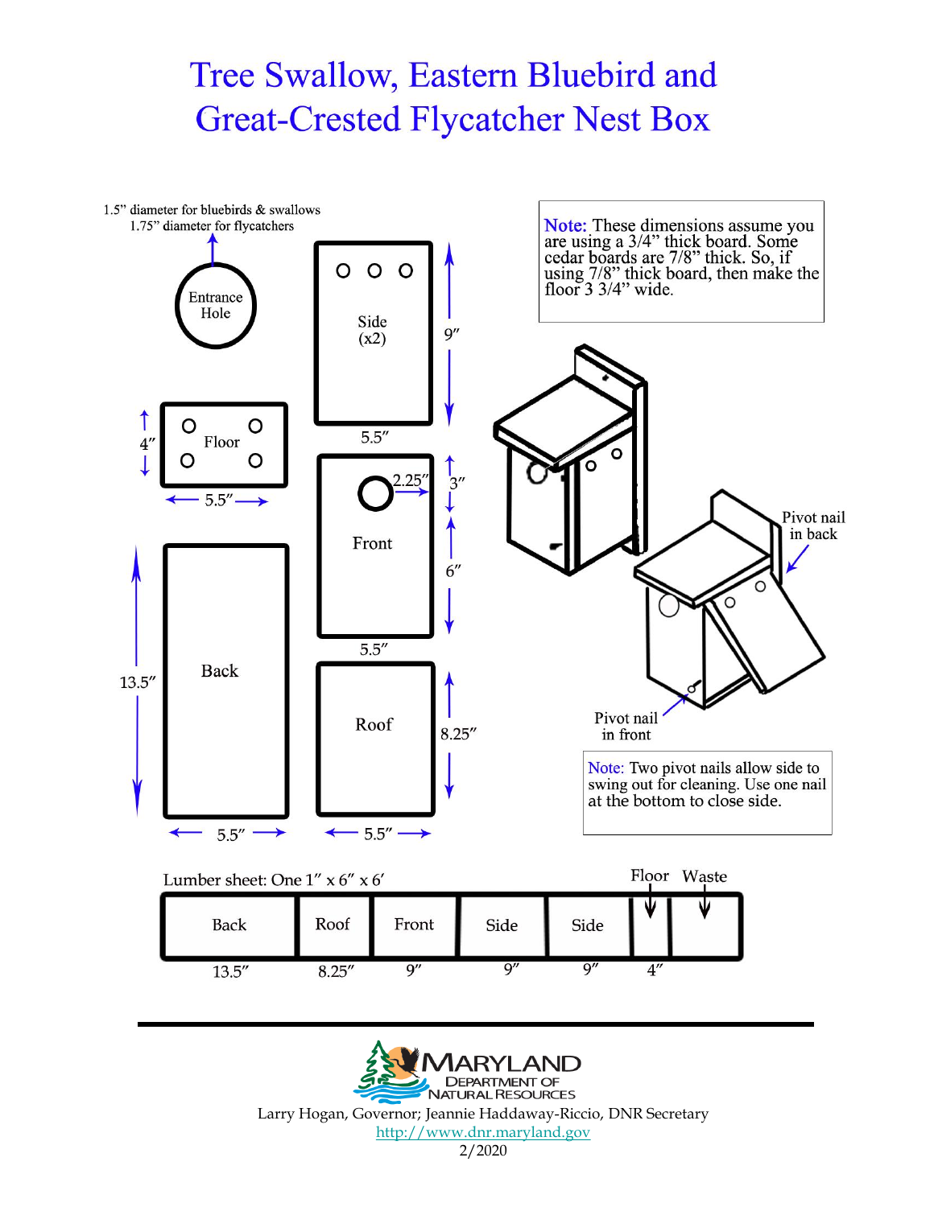# Tree Swallow, Eastern Bluebird and Great-Crested Flycatcher Nest Box

1.5” diameter for bluebirds & swallows
1.75” diameter for flycatchers

Entrance Hole

Side (x2)
9″
5.5″

Floor
4″
5.5″

Front
2.25″
3″
6″
5.5″

Back
13.5″
5.5″

Roof
8.25″
5.5″

**Note:** These dimensions assume you are using a 3/4” thick board. Some cedar boards are 7/8” thick. So, if using 7/8” thick board, then make the floor 3 3/4” wide.

Pivot nail in back

Pivot nail in front

**Note:** Two pivot nails allow side to swing out for cleaning. Use one nail at the bottom to close side.

Lumber sheet: One 1” x 6” x 6’

| Back | Roof | Front | Side | Side | Floor | Waste |
|---|---|---|---|---|---|---|
| 13.5″ | 8.25″ | 9″ | 9″ | 9″ | 4″ | |

Maryland Department of Natural Resources

Larry Hogan, Governor; Jeannie Haddaway-Riccio, DNR Secretary

http://www.dnr.maryland.gov

2/2020